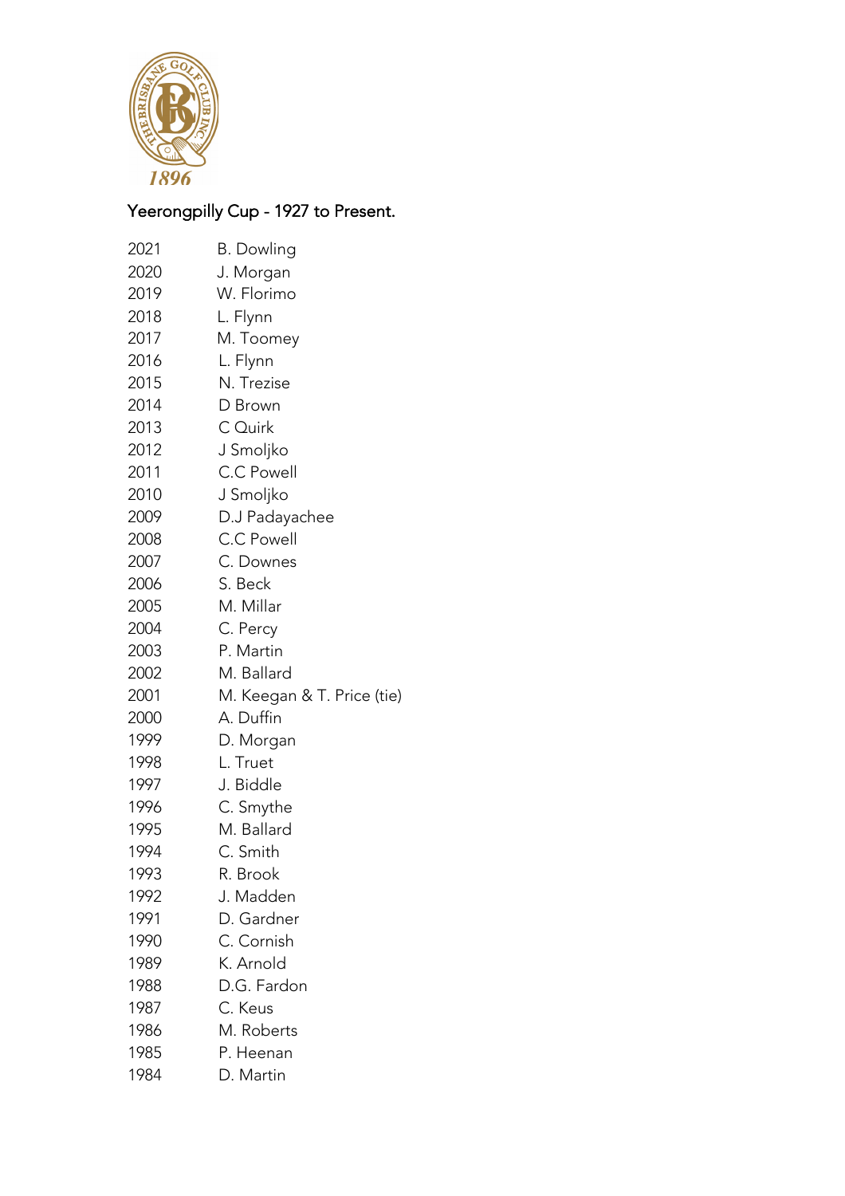## Yeerongpilly Cup - 1927 to Present.

| | |
|---|---|
| 2021 | B. Dowling |
| 2020 | J. Morgan |
| 2019 | W. Florimo |
| 2018 | L. Flynn |
| 2017 | M. Toomey |
| 2016 | L. Flynn |
| 2015 | N. Trezise |
| 2014 | D Brown |
| 2013 | C Quirk |
| 2012 | J Smoljko |
| 2011 | C.C Powell |
| 2010 | J Smoljko |
| 2009 | D.J Padayachee |
| 2008 | C.C Powell |
| 2007 | C. Downes |
| 2006 | S. Beck |
| 2005 | M. Millar |
| 2004 | C. Percy |
| 2003 | P. Martin |
| 2002 | M. Ballard |
| 2001 | M. Keegan & T. Price (tie) |
| 2000 | A. Duffin |
| 1999 | D. Morgan |
| 1998 | L. Truet |
| 1997 | J. Biddle |
| 1996 | C. Smythe |
| 1995 | M. Ballard |
| 1994 | C. Smith |
| 1993 | R. Brook |
| 1992 | J. Madden |
| 1991 | D. Gardner |
| 1990 | C. Cornish |
| 1989 | K. Arnold |
| 1988 | D.G. Fardon |
| 1987 | C. Keus |
| 1986 | M. Roberts |
| 1985 | P. Heenan |
| 1984 | D. Martin |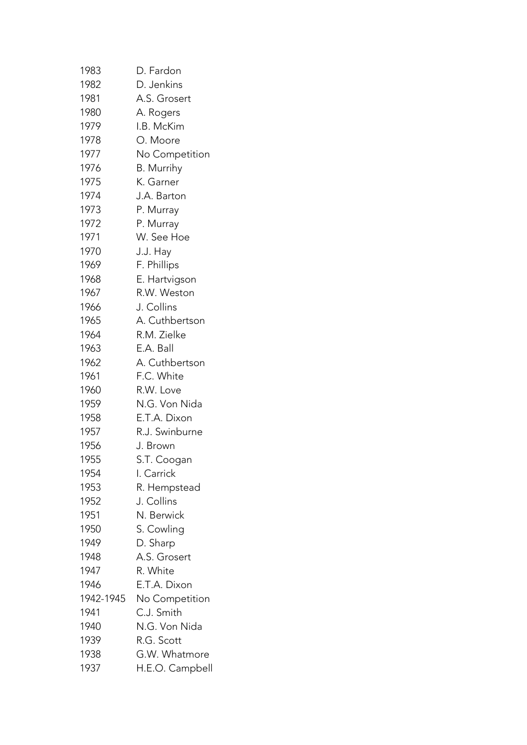| | |
|---|---|
| 1983 | D. Fardon |
| 1982 | D. Jenkins |
| 1981 | A.S. Grosert |
| 1980 | A. Rogers |
| 1979 | I.B. McKim |
| 1978 | O. Moore |
| 1977 | No Competition |
| 1976 | B. Murrihy |
| 1975 | K. Garner |
| 1974 | J.A. Barton |
| 1973 | P. Murray |
| 1972 | P. Murray |
| 1971 | W. See Hoe |
| 1970 | J.J. Hay |
| 1969 | F. Phillips |
| 1968 | E. Hartvigson |
| 1967 | R.W. Weston |
| 1966 | J. Collins |
| 1965 | A. Cuthbertson |
| 1964 | R.M. Zielke |
| 1963 | E.A. Ball |
| 1962 | A. Cuthbertson |
| 1961 | F.C. White |
| 1960 | R.W. Love |
| 1959 | N.G. Von Nida |
| 1958 | E.T.A. Dixon |
| 1957 | R.J. Swinburne |
| 1956 | J. Brown |
| 1955 | S.T. Coogan |
| 1954 | I. Carrick |
| 1953 | R. Hempstead |
| 1952 | J. Collins |
| 1951 | N. Berwick |
| 1950 | S. Cowling |
| 1949 | D. Sharp |
| 1948 | A.S. Grosert |
| 1947 | R. White |
| 1946 | E.T.A. Dixon |
| 1942-1945 | No Competition |
| 1941 | C.J. Smith |
| 1940 | N.G. Von Nida |
| 1939 | R.G. Scott |
| 1938 | G.W. Whatmore |
| 1937 | H.E.O. Campbell |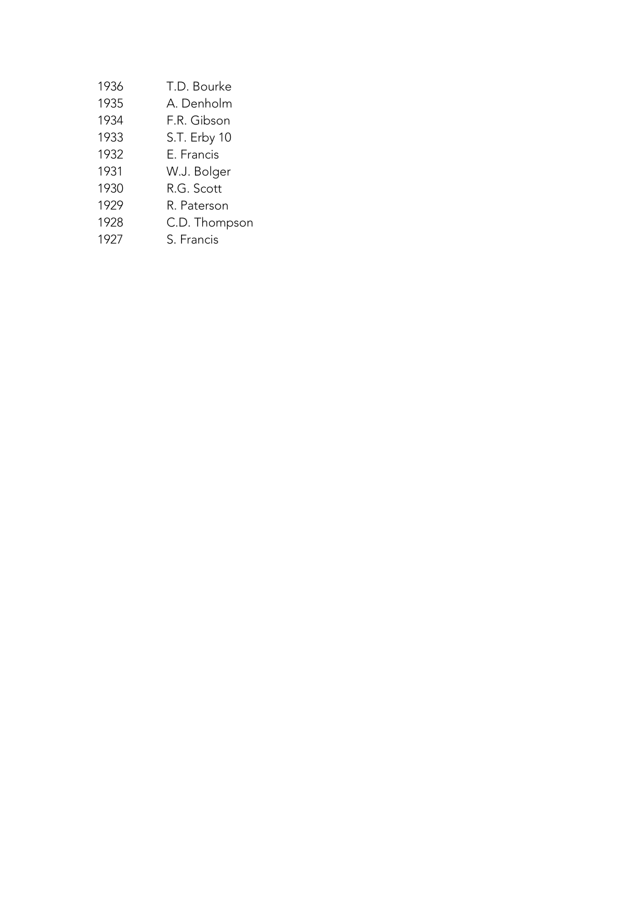| | |
|---|---|
| 1936 | T.D. Bourke |
| 1935 | A. Denholm |
| 1934 | F.R. Gibson |
| 1933 | S.T. Erby 10 |
| 1932 | E. Francis |
| 1931 | W.J. Bolger |
| 1930 | R.G. Scott |
| 1929 | R. Paterson |
| 1928 | C.D. Thompson |
| 1927 | S. Francis |